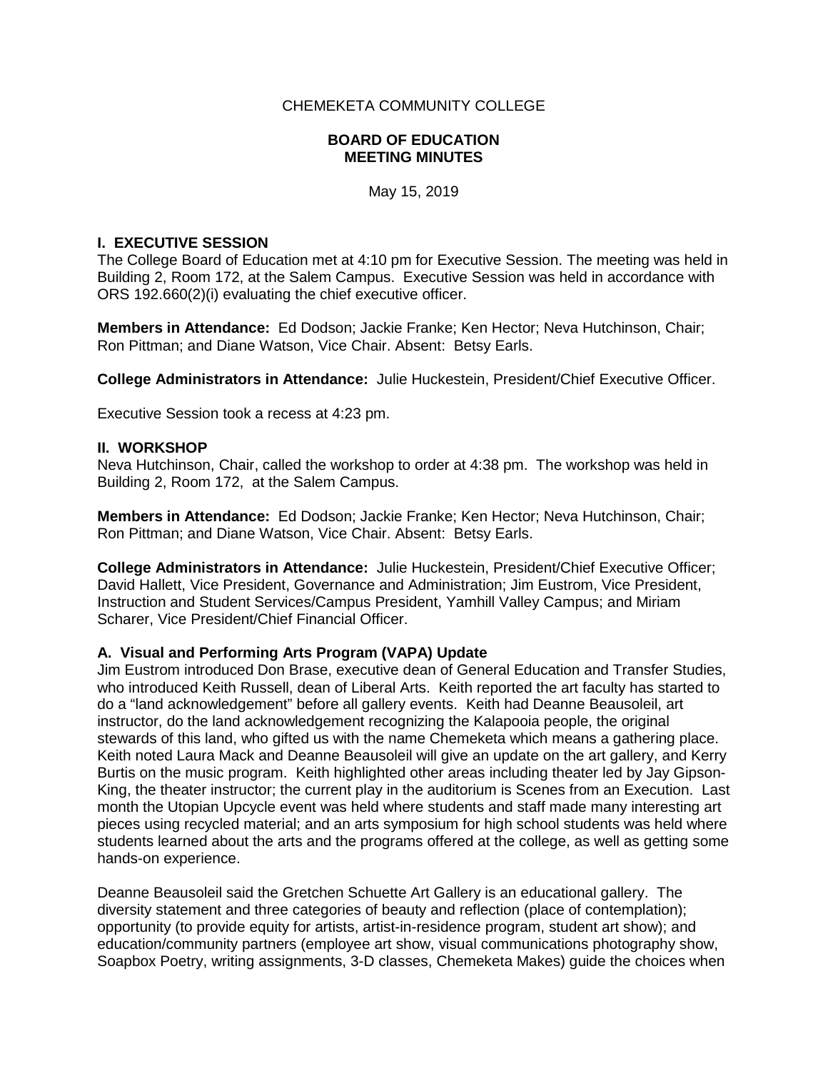CHEMEKETA COMMUNITY COLLEGE

**BOARD OF EDUCATION**
**MEETING MINUTES**

May 15, 2019

## I. EXECUTIVE SESSION

The College Board of Education met at 4:10 pm for Executive Session. The meeting was held in Building 2, Room 172, at the Salem Campus. Executive Session was held in accordance with ORS 192.660(2)(i) evaluating the chief executive officer.

**Members in Attendance:** Ed Dodson; Jackie Franke; Ken Hector; Neva Hutchinson, Chair; Ron Pittman; and Diane Watson, Vice Chair. Absent: Betsy Earls.

**College Administrators in Attendance:** Julie Huckestein, President/Chief Executive Officer.

Executive Session took a recess at 4:23 pm.

## II. WORKSHOP

Neva Hutchinson, Chair, called the workshop to order at 4:38 pm. The workshop was held in Building 2, Room 172, at the Salem Campus.

**Members in Attendance:** Ed Dodson; Jackie Franke; Ken Hector; Neva Hutchinson, Chair; Ron Pittman; and Diane Watson, Vice Chair. Absent: Betsy Earls.

**College Administrators in Attendance:** Julie Huckestein, President/Chief Executive Officer; David Hallett, Vice President, Governance and Administration; Jim Eustrom, Vice President, Instruction and Student Services/Campus President, Yamhill Valley Campus; and Miriam Scharer, Vice President/Chief Financial Officer.

### A. Visual and Performing Arts Program (VAPA) Update

Jim Eustrom introduced Don Brase, executive dean of General Education and Transfer Studies, who introduced Keith Russell, dean of Liberal Arts. Keith reported the art faculty has started to do a "land acknowledgement" before all gallery events. Keith had Deanne Beausoleil, art instructor, do the land acknowledgement recognizing the Kalapooia people, the original stewards of this land, who gifted us with the name Chemeketa which means a gathering place. Keith noted Laura Mack and Deanne Beausoleil will give an update on the art gallery, and Kerry Burtis on the music program. Keith highlighted other areas including theater led by Jay Gipson-King, the theater instructor; the current play in the auditorium is Scenes from an Execution. Last month the Utopian Upcycle event was held where students and staff made many interesting art pieces using recycled material; and an arts symposium for high school students was held where students learned about the arts and the programs offered at the college, as well as getting some hands-on experience.

Deanne Beausoleil said the Gretchen Schuette Art Gallery is an educational gallery. The diversity statement and three categories of beauty and reflection (place of contemplation); opportunity (to provide equity for artists, artist-in-residence program, student art show); and education/community partners (employee art show, visual communications photography show, Soapbox Poetry, writing assignments, 3-D classes, Chemeketa Makes) guide the choices when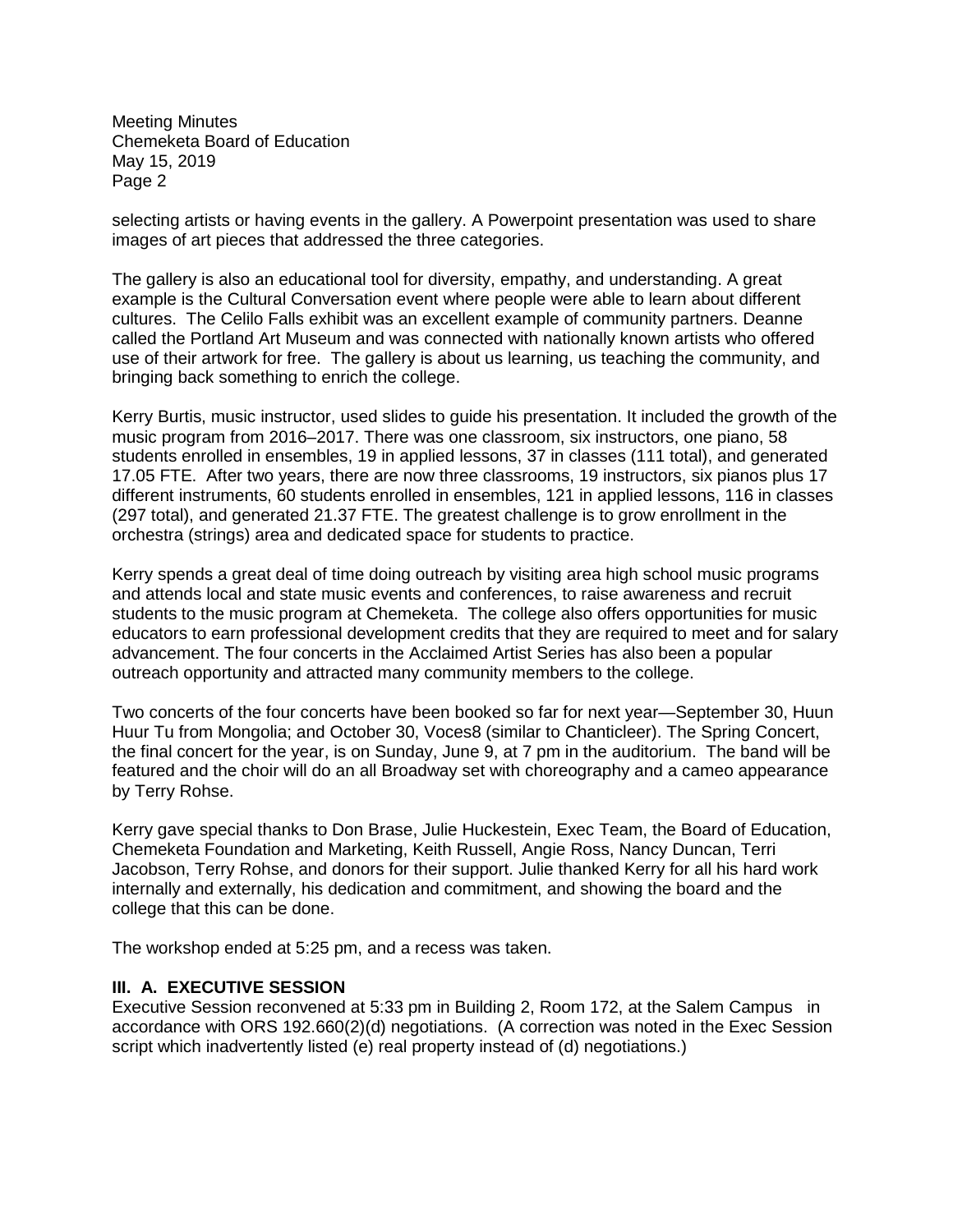selecting artists or having events in the gallery. A Powerpoint presentation was used to share images of art pieces that addressed the three categories.

The gallery is also an educational tool for diversity, empathy, and understanding. A great example is the Cultural Conversation event where people were able to learn about different cultures. The Celilo Falls exhibit was an excellent example of community partners. Deanne called the Portland Art Museum and was connected with nationally known artists who offered use of their artwork for free. The gallery is about us learning, us teaching the community, and bringing back something to enrich the college.

Kerry Burtis, music instructor, used slides to guide his presentation. It included the growth of the music program from 2016–2017. There was one classroom, six instructors, one piano, 58 students enrolled in ensembles, 19 in applied lessons, 37 in classes (111 total), and generated 17.05 FTE. After two years, there are now three classrooms, 19 instructors, six pianos plus 17 different instruments, 60 students enrolled in ensembles, 121 in applied lessons, 116 in classes (297 total), and generated 21.37 FTE. The greatest challenge is to grow enrollment in the orchestra (strings) area and dedicated space for students to practice.

Kerry spends a great deal of time doing outreach by visiting area high school music programs and attends local and state music events and conferences, to raise awareness and recruit students to the music program at Chemeketa. The college also offers opportunities for music educators to earn professional development credits that they are required to meet and for salary advancement. The four concerts in the Acclaimed Artist Series has also been a popular outreach opportunity and attracted many community members to the college.

Two concerts of the four concerts have been booked so far for next year—September 30, Huun Huur Tu from Mongolia; and October 30, Voces8 (similar to Chanticleer). The Spring Concert, the final concert for the year, is on Sunday, June 9, at 7 pm in the auditorium. The band will be featured and the choir will do an all Broadway set with choreography and a cameo appearance by Terry Rohse.

Kerry gave special thanks to Don Brase, Julie Huckestein, Exec Team, the Board of Education, Chemeketa Foundation and Marketing, Keith Russell, Angie Ross, Nancy Duncan, Terri Jacobson, Terry Rohse, and donors for their support. Julie thanked Kerry for all his hard work internally and externally, his dedication and commitment, and showing the board and the college that this can be done.

The workshop ended at 5:25 pm, and a recess was taken.

### III. A. EXECUTIVE SESSION

Executive Session reconvened at 5:33 pm in Building 2, Room 172, at the Salem Campus in accordance with ORS 192.660(2)(d) negotiations. (A correction was noted in the Exec Session script which inadvertently listed (e) real property instead of (d) negotiations.)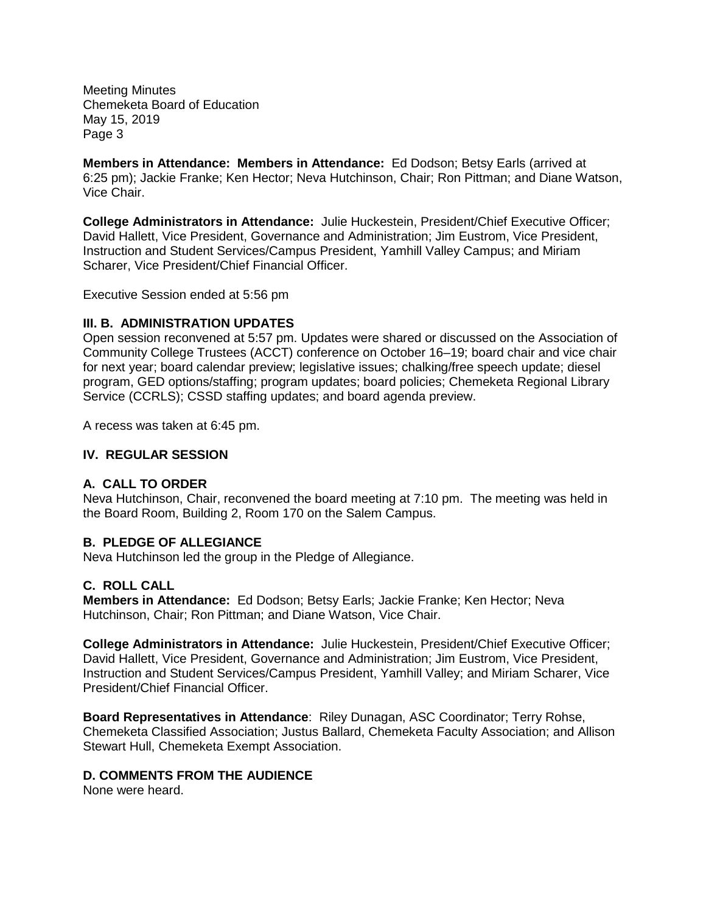**Members in Attendance: Members in Attendance:** Ed Dodson; Betsy Earls (arrived at 6:25 pm); Jackie Franke; Ken Hector; Neva Hutchinson, Chair; Ron Pittman; and Diane Watson, Vice Chair.

**College Administrators in Attendance:** Julie Huckestein, President/Chief Executive Officer; David Hallett, Vice President, Governance and Administration; Jim Eustrom, Vice President, Instruction and Student Services/Campus President, Yamhill Valley Campus; and Miriam Scharer, Vice President/Chief Financial Officer.

Executive Session ended at 5:56 pm

### III. B. ADMINISTRATION UPDATES

Open session reconvened at 5:57 pm. Updates were shared or discussed on the Association of Community College Trustees (ACCT) conference on October 16–19; board chair and vice chair for next year; board calendar preview; legislative issues; chalking/free speech update; diesel program, GED options/staffing; program updates; board policies; Chemeketa Regional Library Service (CCRLS); CSSD staffing updates; and board agenda preview.

A recess was taken at 6:45 pm.

## IV. REGULAR SESSION

### A. CALL TO ORDER

Neva Hutchinson, Chair, reconvened the board meeting at 7:10 pm. The meeting was held in the Board Room, Building 2, Room 170 on the Salem Campus.

### B. PLEDGE OF ALLEGIANCE

Neva Hutchinson led the group in the Pledge of Allegiance.

### C. ROLL CALL

**Members in Attendance:** Ed Dodson; Betsy Earls; Jackie Franke; Ken Hector; Neva Hutchinson, Chair; Ron Pittman; and Diane Watson, Vice Chair.

**College Administrators in Attendance:** Julie Huckestein, President/Chief Executive Officer; David Hallett, Vice President, Governance and Administration; Jim Eustrom, Vice President, Instruction and Student Services/Campus President, Yamhill Valley; and Miriam Scharer, Vice President/Chief Financial Officer.

**Board Representatives in Attendance**: Riley Dunagan, ASC Coordinator; Terry Rohse, Chemeketa Classified Association; Justus Ballard, Chemeketa Faculty Association; and Allison Stewart Hull, Chemeketa Exempt Association.

### D. COMMENTS FROM THE AUDIENCE

None were heard.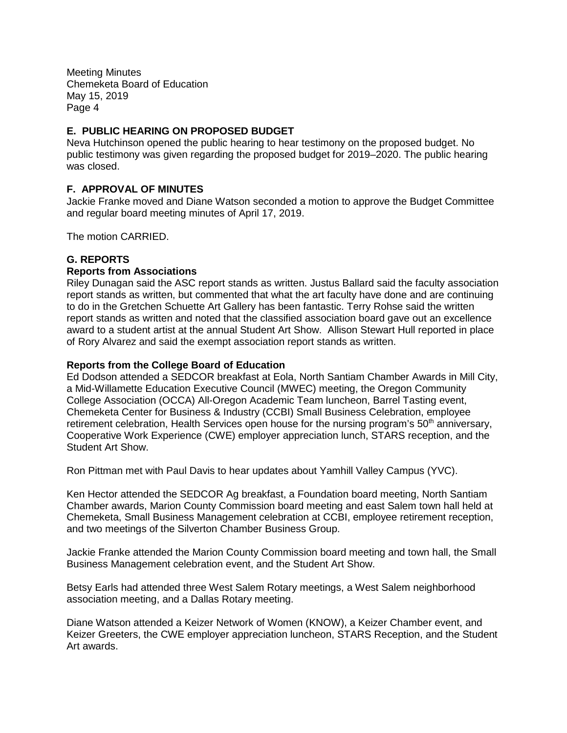## E. PUBLIC HEARING ON PROPOSED BUDGET

Neva Hutchinson opened the public hearing to hear testimony on the proposed budget. No public testimony was given regarding the proposed budget for 2019–2020. The public hearing was closed.

## F. APPROVAL OF MINUTES

Jackie Franke moved and Diane Watson seconded a motion to approve the Budget Committee and regular board meeting minutes of April 17, 2019.

The motion CARRIED.

## G. REPORTS

### Reports from Associations

Riley Dunagan said the ASC report stands as written. Justus Ballard said the faculty association report stands as written, but commented that what the art faculty have done and are continuing to do in the Gretchen Schuette Art Gallery has been fantastic. Terry Rohse said the written report stands as written and noted that the classified association board gave out an excellence award to a student artist at the annual Student Art Show. Allison Stewart Hull reported in place of Rory Alvarez and said the exempt association report stands as written.

### Reports from the College Board of Education

Ed Dodson attended a SEDCOR breakfast at Eola, North Santiam Chamber Awards in Mill City, a Mid-Willamette Education Executive Council (MWEC) meeting, the Oregon Community College Association (OCCA) All-Oregon Academic Team luncheon, Barrel Tasting event, Chemeketa Center for Business & Industry (CCBI) Small Business Celebration, employee retirement celebration, Health Services open house for the nursing program's 50th anniversary, Cooperative Work Experience (CWE) employer appreciation lunch, STARS reception, and the Student Art Show.

Ron Pittman met with Paul Davis to hear updates about Yamhill Valley Campus (YVC).

Ken Hector attended the SEDCOR Ag breakfast, a Foundation board meeting, North Santiam Chamber awards, Marion County Commission board meeting and east Salem town hall held at Chemeketa, Small Business Management celebration at CCBI, employee retirement reception, and two meetings of the Silverton Chamber Business Group.

Jackie Franke attended the Marion County Commission board meeting and town hall, the Small Business Management celebration event, and the Student Art Show.

Betsy Earls had attended three West Salem Rotary meetings, a West Salem neighborhood association meeting, and a Dallas Rotary meeting.

Diane Watson attended a Keizer Network of Women (KNOW), a Keizer Chamber event, and Keizer Greeters, the CWE employer appreciation luncheon, STARS Reception, and the Student Art awards.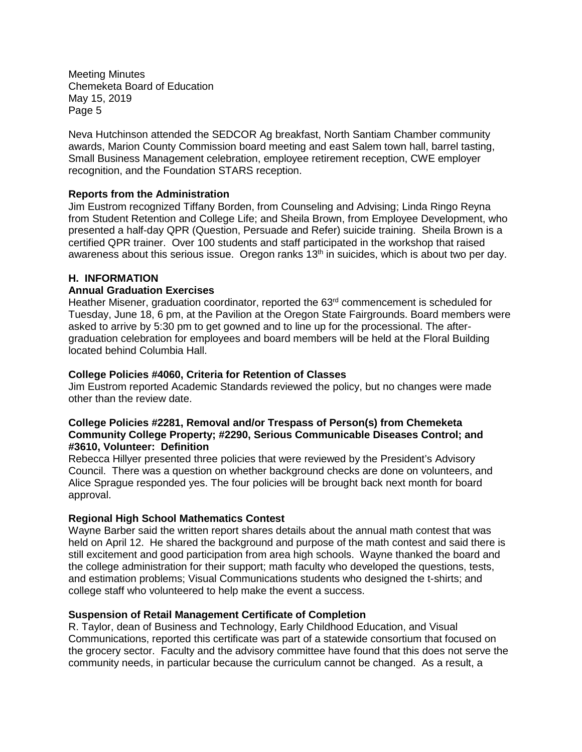Neva Hutchinson attended the SEDCOR Ag breakfast, North Santiam Chamber community awards, Marion County Commission board meeting and east Salem town hall, barrel tasting, Small Business Management celebration, employee retirement reception, CWE employer recognition, and the Foundation STARS reception.

**Reports from the Administration**

Jim Eustrom recognized Tiffany Borden, from Counseling and Advising; Linda Ringo Reyna from Student Retention and College Life; and Sheila Brown, from Employee Development, who presented a half-day QPR (Question, Persuade and Refer) suicide training. Sheila Brown is a certified QPR trainer. Over 100 students and staff participated in the workshop that raised awareness about this serious issue. Oregon ranks 13th in suicides, which is about two per day.

## H. INFORMATION

**Annual Graduation Exercises**

Heather Misener, graduation coordinator, reported the 63rd commencement is scheduled for Tuesday, June 18, 6 pm, at the Pavilion at the Oregon State Fairgrounds. Board members were asked to arrive by 5:30 pm to get gowned and to line up for the processional. The after-graduation celebration for employees and board members will be held at the Floral Building located behind Columbia Hall.

**College Policies #4060, Criteria for Retention of Classes**

Jim Eustrom reported Academic Standards reviewed the policy, but no changes were made other than the review date.

**College Policies #2281, Removal and/or Trespass of Person(s) from Chemeketa Community College Property; #2290, Serious Communicable Diseases Control; and #3610, Volunteer: Definition**

Rebecca Hillyer presented three policies that were reviewed by the President's Advisory Council. There was a question on whether background checks are done on volunteers, and Alice Sprague responded yes. The four policies will be brought back next month for board approval.

**Regional High School Mathematics Contest**

Wayne Barber said the written report shares details about the annual math contest that was held on April 12. He shared the background and purpose of the math contest and said there is still excitement and good participation from area high schools. Wayne thanked the board and the college administration for their support; math faculty who developed the questions, tests, and estimation problems; Visual Communications students who designed the t-shirts; and college staff who volunteered to help make the event a success.

**Suspension of Retail Management Certificate of Completion**

R. Taylor, dean of Business and Technology, Early Childhood Education, and Visual Communications, reported this certificate was part of a statewide consortium that focused on the grocery sector. Faculty and the advisory committee have found that this does not serve the community needs, in particular because the curriculum cannot be changed. As a result, a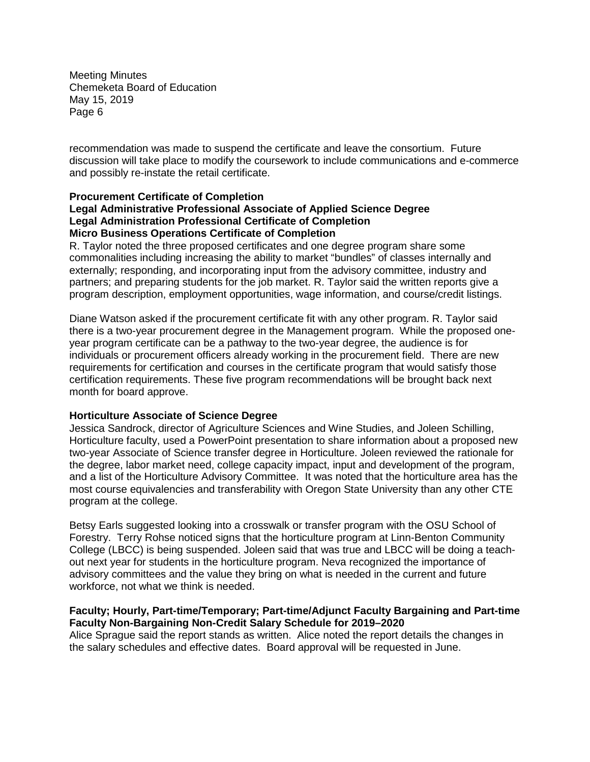recommendation was made to suspend the certificate and leave the consortium. Future discussion will take place to modify the coursework to include communications and e-commerce and possibly re-instate the retail certificate.

**Procurement Certificate of Completion**
**Legal Administrative Professional Associate of Applied Science Degree**
**Legal Administration Professional Certificate of Completion**
**Micro Business Operations Certificate of Completion**

R. Taylor noted the three proposed certificates and one degree program share some commonalities including increasing the ability to market "bundles" of classes internally and externally; responding, and incorporating input from the advisory committee, industry and partners; and preparing students for the job market. R. Taylor said the written reports give a program description, employment opportunities, wage information, and course/credit listings.

Diane Watson asked if the procurement certificate fit with any other program. R. Taylor said there is a two-year procurement degree in the Management program. While the proposed one-year program certificate can be a pathway to the two-year degree, the audience is for individuals or procurement officers already working in the procurement field. There are new requirements for certification and courses in the certificate program that would satisfy those certification requirements. These five program recommendations will be brought back next month for board approve.

**Horticulture Associate of Science Degree**

Jessica Sandrock, director of Agriculture Sciences and Wine Studies, and Joleen Schilling, Horticulture faculty, used a PowerPoint presentation to share information about a proposed new two-year Associate of Science transfer degree in Horticulture. Joleen reviewed the rationale for the degree, labor market need, college capacity impact, input and development of the program, and a list of the Horticulture Advisory Committee. It was noted that the horticulture area has the most course equivalencies and transferability with Oregon State University than any other CTE program at the college.

Betsy Earls suggested looking into a crosswalk or transfer program with the OSU School of Forestry. Terry Rohse noticed signs that the horticulture program at Linn-Benton Community College (LBCC) is being suspended. Joleen said that was true and LBCC will be doing a teach-out next year for students in the horticulture program. Neva recognized the importance of advisory committees and the value they bring on what is needed in the current and future workforce, not what we think is needed.

**Faculty; Hourly, Part-time/Temporary; Part-time/Adjunct Faculty Bargaining and Part-time Faculty Non-Bargaining Non-Credit Salary Schedule for 2019–2020**

Alice Sprague said the report stands as written. Alice noted the report details the changes in the salary schedules and effective dates. Board approval will be requested in June.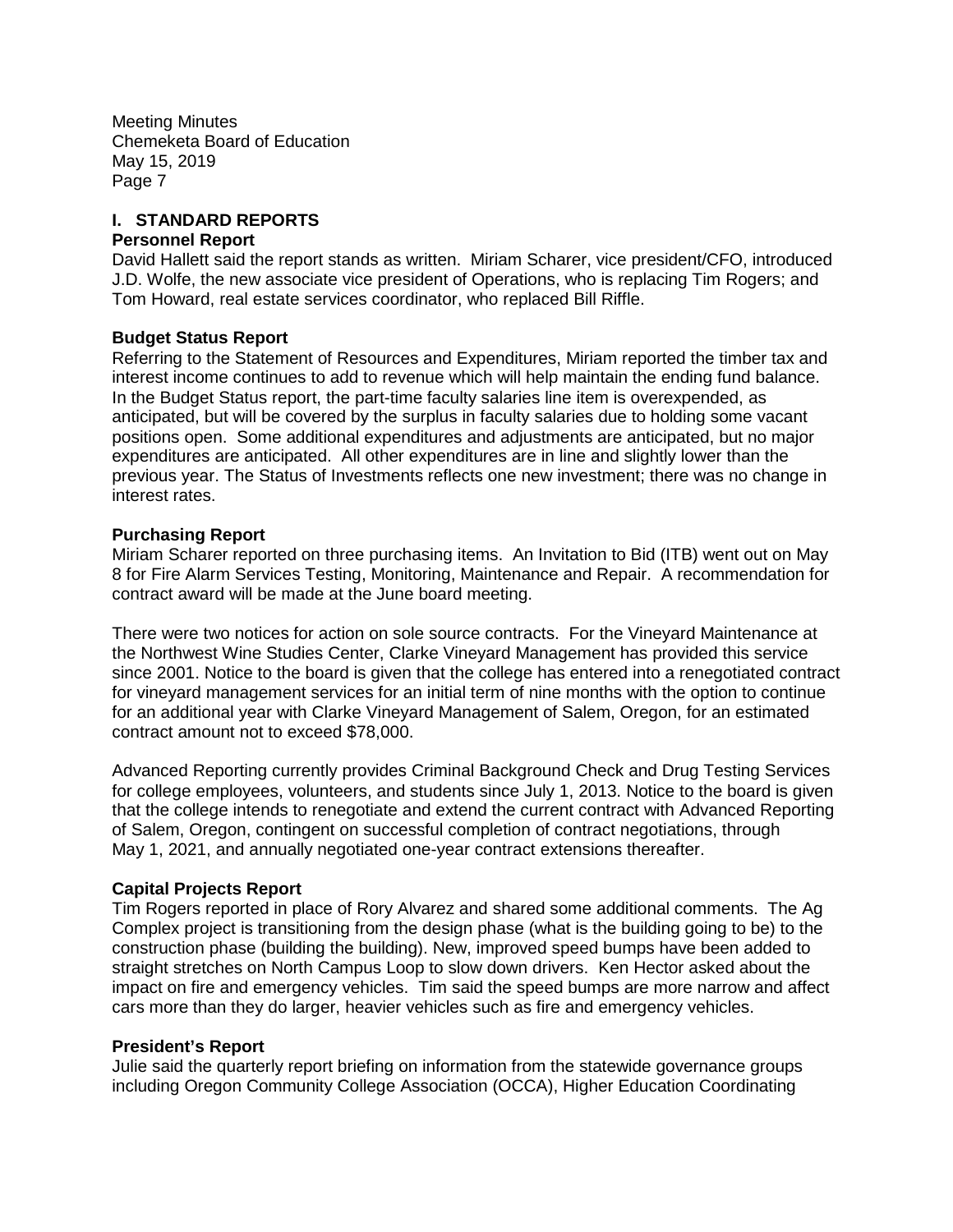## I. STANDARD REPORTS

### Personnel Report

David Hallett said the report stands as written. Miriam Scharer, vice president/CFO, introduced J.D. Wolfe, the new associate vice president of Operations, who is replacing Tim Rogers; and Tom Howard, real estate services coordinator, who replaced Bill Riffle.

### Budget Status Report

Referring to the Statement of Resources and Expenditures, Miriam reported the timber tax and interest income continues to add to revenue which will help maintain the ending fund balance. In the Budget Status report, the part-time faculty salaries line item is overexpended, as anticipated, but will be covered by the surplus in faculty salaries due to holding some vacant positions open. Some additional expenditures and adjustments are anticipated, but no major expenditures are anticipated. All other expenditures are in line and slightly lower than the previous year. The Status of Investments reflects one new investment; there was no change in interest rates.

### Purchasing Report

Miriam Scharer reported on three purchasing items. An Invitation to Bid (ITB) went out on May 8 for Fire Alarm Services Testing, Monitoring, Maintenance and Repair. A recommendation for contract award will be made at the June board meeting.

There were two notices for action on sole source contracts. For the Vineyard Maintenance at the Northwest Wine Studies Center, Clarke Vineyard Management has provided this service since 2001. Notice to the board is given that the college has entered into a renegotiated contract for vineyard management services for an initial term of nine months with the option to continue for an additional year with Clarke Vineyard Management of Salem, Oregon, for an estimated contract amount not to exceed $78,000.

Advanced Reporting currently provides Criminal Background Check and Drug Testing Services for college employees, volunteers, and students since July 1, 2013. Notice to the board is given that the college intends to renegotiate and extend the current contract with Advanced Reporting of Salem, Oregon, contingent on successful completion of contract negotiations, through May 1, 2021, and annually negotiated one-year contract extensions thereafter.

### Capital Projects Report

Tim Rogers reported in place of Rory Alvarez and shared some additional comments. The Ag Complex project is transitioning from the design phase (what is the building going to be) to the construction phase (building the building). New, improved speed bumps have been added to straight stretches on North Campus Loop to slow down drivers. Ken Hector asked about the impact on fire and emergency vehicles. Tim said the speed bumps are more narrow and affect cars more than they do larger, heavier vehicles such as fire and emergency vehicles.

### President's Report

Julie said the quarterly report briefing on information from the statewide governance groups including Oregon Community College Association (OCCA), Higher Education Coordinating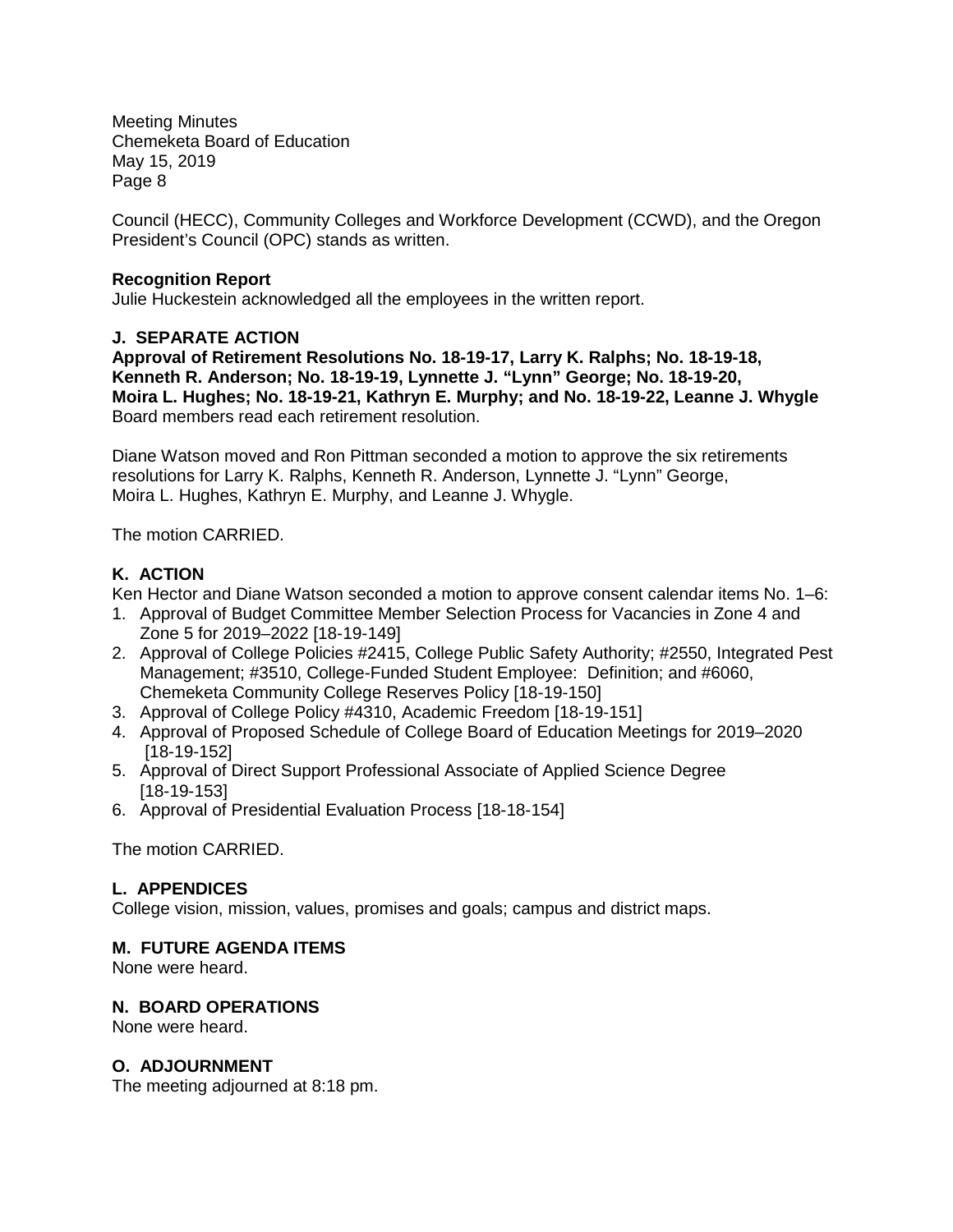Council (HECC), Community Colleges and Workforce Development (CCWD), and the Oregon President's Council (OPC) stands as written.

**Recognition Report**

Julie Huckestein acknowledged all the employees in the written report.

## J. SEPARATE ACTION

**Approval of Retirement Resolutions No. 18-19-17, Larry K. Ralphs; No. 18-19-18, Kenneth R. Anderson; No. 18-19-19, Lynnette J. "Lynn" George; No. 18-19-20, Moira L. Hughes; No. 18-19-21, Kathryn E. Murphy; and No. 18-19-22, Leanne J. Whygle**

Board members read each retirement resolution.

Diane Watson moved and Ron Pittman seconded a motion to approve the six retirements resolutions for Larry K. Ralphs, Kenneth R. Anderson, Lynnette J. "Lynn" George, Moira L. Hughes, Kathryn E. Murphy, and Leanne J. Whygle.

The motion CARRIED.

## K. ACTION

Ken Hector and Diane Watson seconded a motion to approve consent calendar items No. 1–6:

1. Approval of Budget Committee Member Selection Process for Vacancies in Zone 4 and Zone 5 for 2019–2022 [18-19-149]
2. Approval of College Policies #2415, College Public Safety Authority; #2550, Integrated Pest Management; #3510, College-Funded Student Employee: Definition; and #6060, Chemeketa Community College Reserves Policy [18-19-150]
3. Approval of College Policy #4310, Academic Freedom [18-19-151]
4. Approval of Proposed Schedule of College Board of Education Meetings for 2019–2020 [18-19-152]
5. Approval of Direct Support Professional Associate of Applied Science Degree [18-19-153]
6. Approval of Presidential Evaluation Process [18-18-154]

The motion CARRIED.

## L. APPENDICES

College vision, mission, values, promises and goals; campus and district maps.

## M. FUTURE AGENDA ITEMS

None were heard.

## N. BOARD OPERATIONS

None were heard.

## O. ADJOURNMENT

The meeting adjourned at 8:18 pm.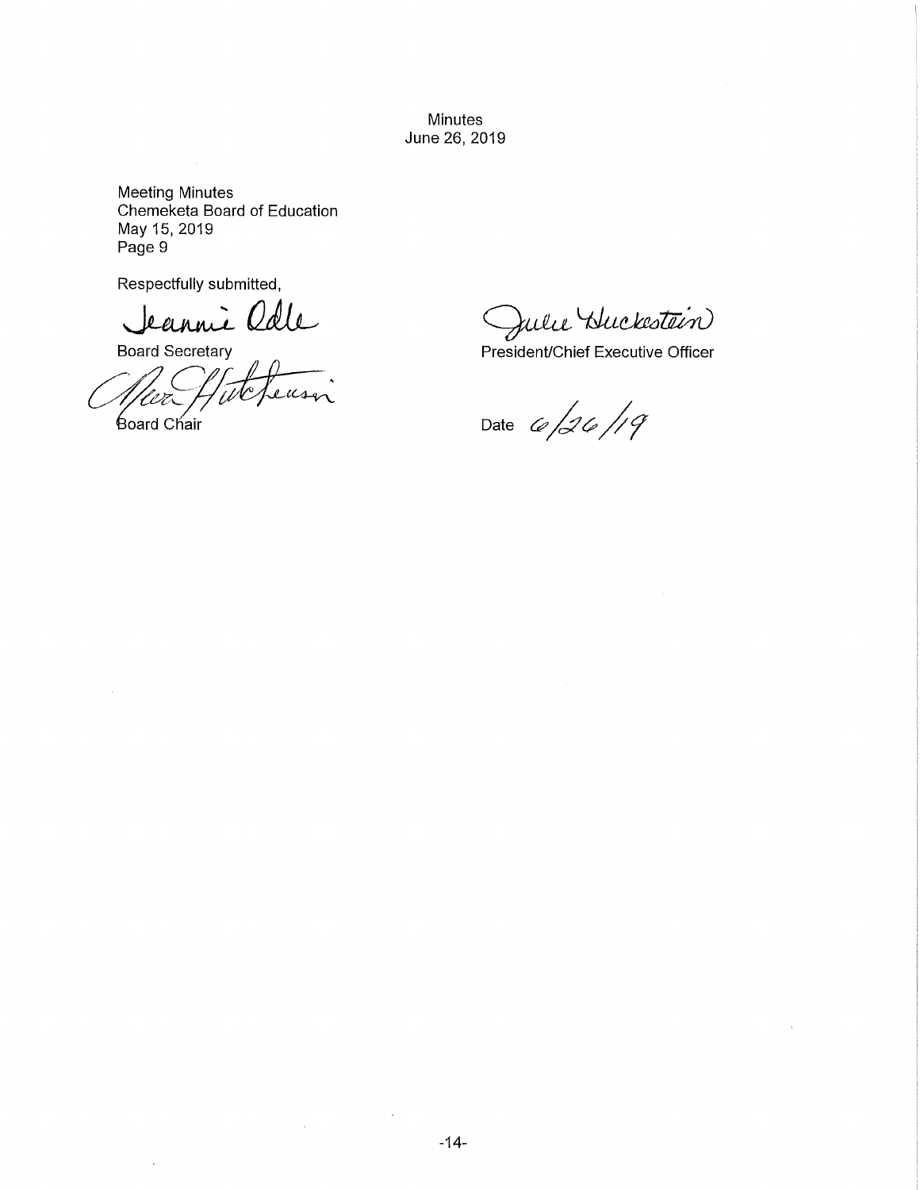Meeting Minutes
Chemeketa Board of Education
May 15, 2019

Respectfully submitted,

Jeannie Odle

Board Secretary

Neva Hutchinson

Board Chair

Julie Huckestein

President/Chief Executive Officer

Date 6/26/19